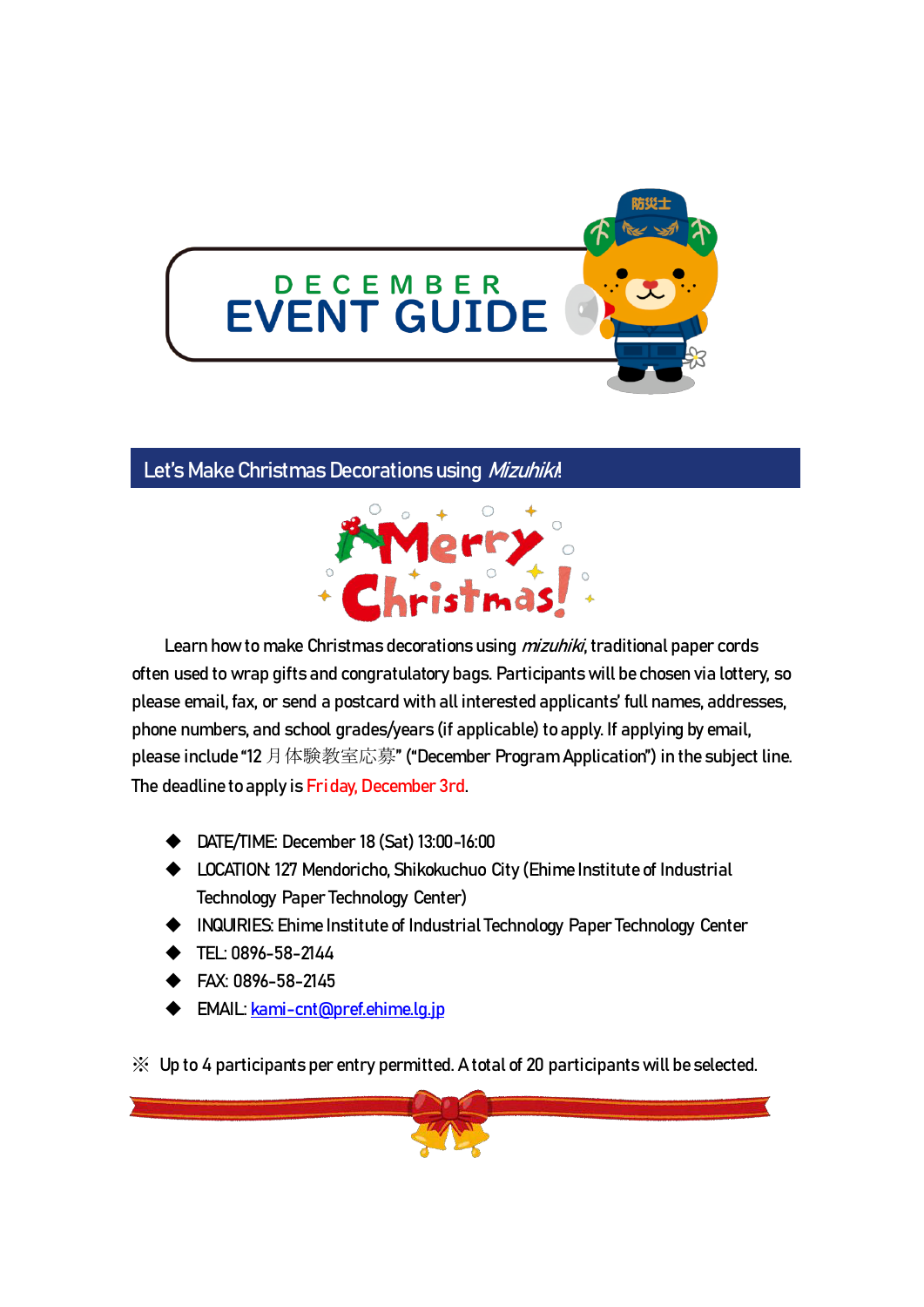# DECEMBER EVENT GUIDE

## Let's Make Christmas Decorations using *Mizuhiki*!

Learn how to make Christmas decorations using *mizuhiki*, traditional paper cords often used to wrap gifts and congratulatory bags. Participants will be chosen via lottery, so please email, fax, or send a postcard with all interested applicants' full names, addresses, phone numbers, and school grades/years (if applicable) to apply. If applying by email, please include "12 月体験教室応募" ("December Program Application") in the subject line. The deadline to apply is Friday, December 3rd.

- DATE/TIME: December 18 (Sat) 13:00-16:00
- LOCATION: 127 Mendoricho, Shikokuchuo City (Ehime Institute of Industrial Technology Paper Technology Center)
- INQUIRIES: Ehime Institute of Industrial Technology Paper Technology Center
- TEL: 0896-58-2144
- FAX: 0896-58-2145
- EMAIL: kami-cnt@pref.ehime.lg.jp

※ Up to 4 participants per entry permitted. A total of 20 participants will be selected.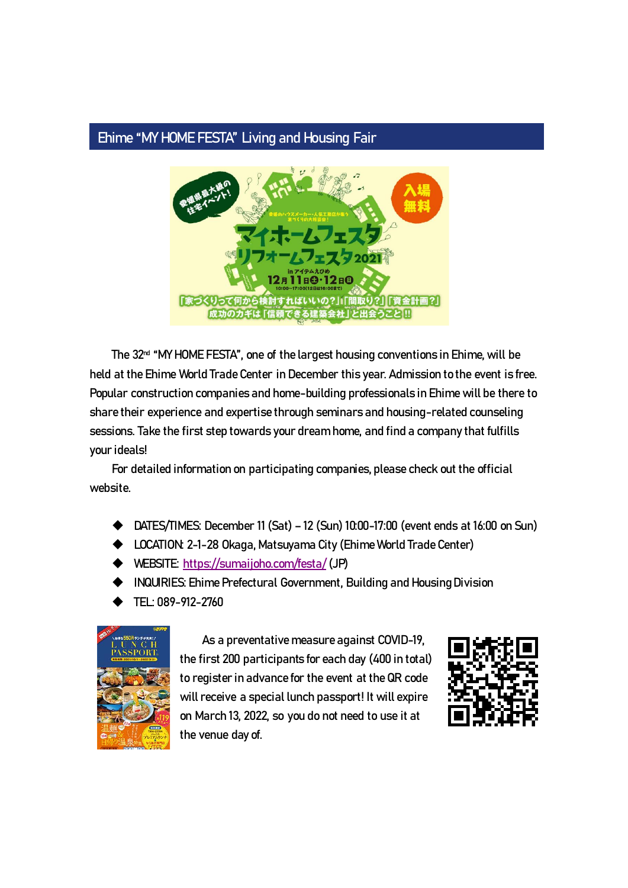## Ehime “MY HOME FESTA” Living and Housing Fair

The 32nd “MY HOME FESTA”, one of the largest housing conventions in Ehime, will be held at the Ehime World Trade Center in December this year. Admission to the event is free. Popular construction companies and home-building professionals in Ehime will be there to share their experience and expertise through seminars and housing-related counseling sessions. Take the first step towards your dream home, and find a company that fulfills your ideals!

For detailed information on participating companies, please check out the official website.

- DATES/TIMES: December 11 (Sat) – 12 (Sun) 10:00-17:00 (event ends at 16:00 on Sun)
- LOCATION: 2-1-28 Okaga, Matsuyama City (Ehime World Trade Center)
- WEBSITE: https://sumaijoho.com/festa/ (JP)
- INQUIRIES: Ehime Prefectural Government, Building and Housing Division
- TEL: 089-912-2760

As a preventative measure against COVID-19, the first 200 participants for each day (400 in total) to register in advance for the event at the QR code will receive a special lunch passport! It will expire on March 13, 2022, so you do not need to use it at the venue day of.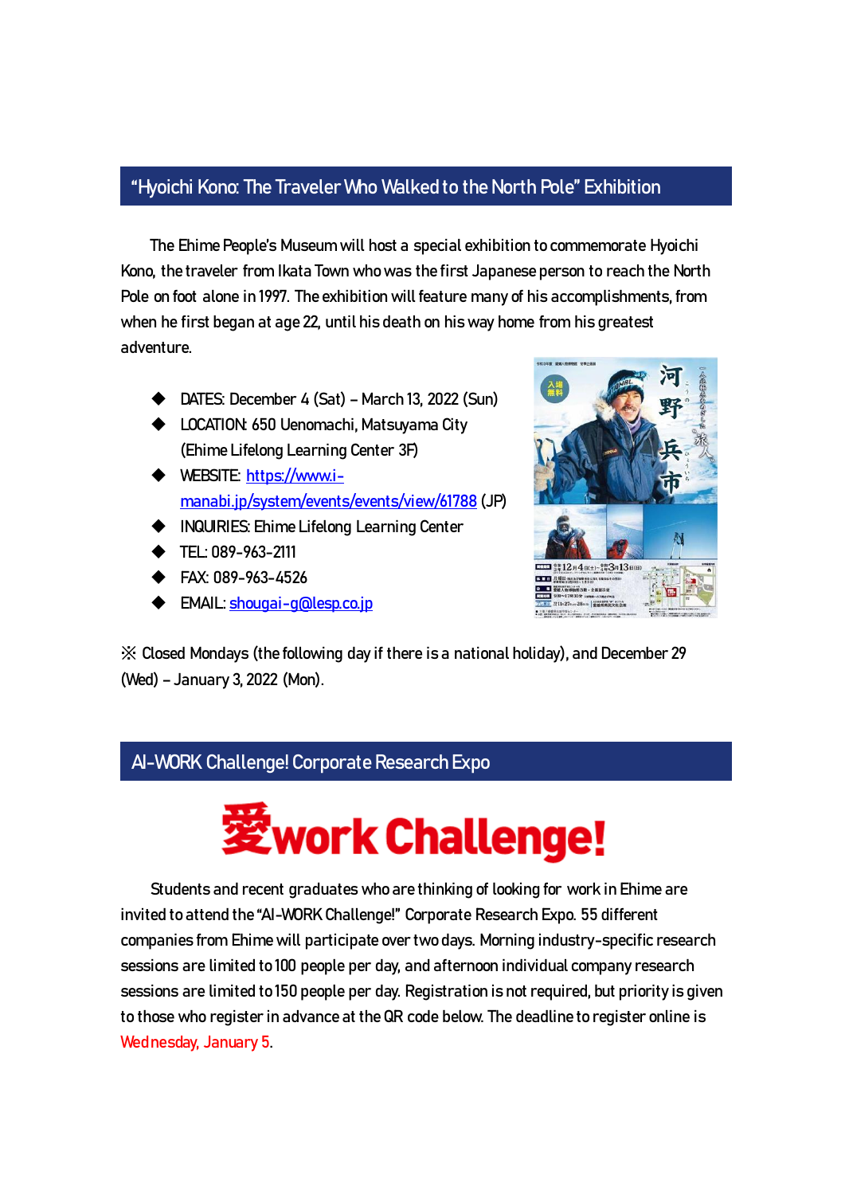## "Hyoichi Kono: The Traveler Who Walked to the North Pole" Exhibition

The Ehime People's Museum will host a special exhibition to commemorate Hyoichi Kono, the traveler from Ikata Town who was the first Japanese person to reach the North Pole on foot alone in 1997. The exhibition will feature many of his accomplishments, from when he first began at age 22, until his death on his way home from his greatest adventure.

- DATES: December 4 (Sat) – March 13, 2022 (Sun)
- LOCATION: 650 Uenomachi, Matsuyama City (Ehime Lifelong Learning Center 3F)
- WEBSITE: https://www.i-manabi.jp/system/events/events/view/61788 (JP)
- INQUIRIES: Ehime Lifelong Learning Center
- TEL: 089-963-2111
- FAX: 089-963-4526
- EMAIL: shougai-g@lesp.co.jp

※ Closed Mondays (the following day if there is a national holiday), and December 29 (Wed) – January 3, 2022 (Mon).

## AI-WORK Challenge! Corporate Research Expo

愛work Challenge!

Students and recent graduates who are thinking of looking for work in Ehime are invited to attend the "AI-WORK Challenge!" Corporate Research Expo. 55 different companies from Ehime will participate over two days. Morning industry-specific research sessions are limited to 100 people per day, and afternoon individual company research sessions are limited to 150 people per day. Registration is not required, but priority is given to those who register in advance at the QR code below. The deadline to register online is Wednesday, January 5.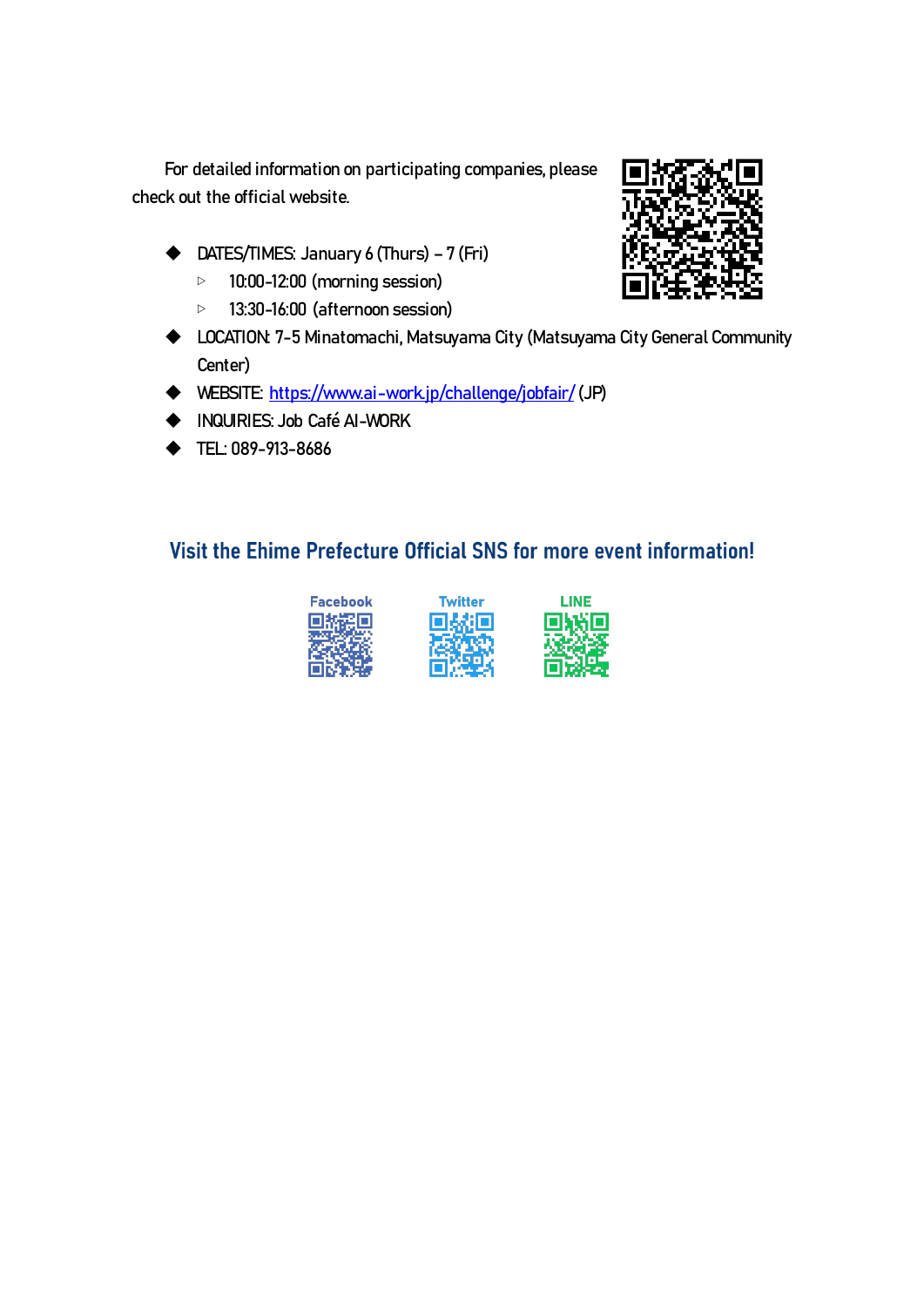For detailed information on participating companies, please check out the official website.

- DATES/TIMES: January 6 (Thurs) – 7 (Fri)
  - 10:00-12:00 (morning session)
  - 13:30-16:00 (afternoon session)
- LOCATION: 7-5 Minatomachi, Matsuyama City (Matsuyama City General Community Center)
- WEBSITE: [https://www.ai-work.jp/challenge/jobfair/](https://www.ai-work.jp/challenge/jobfair/) (JP)
- INQUIRIES: Job Café AI-WORK
- TEL: 089-913-8686

## Visit the Ehime Prefecture Official SNS for more event information!

Facebook

Twitter

LINE